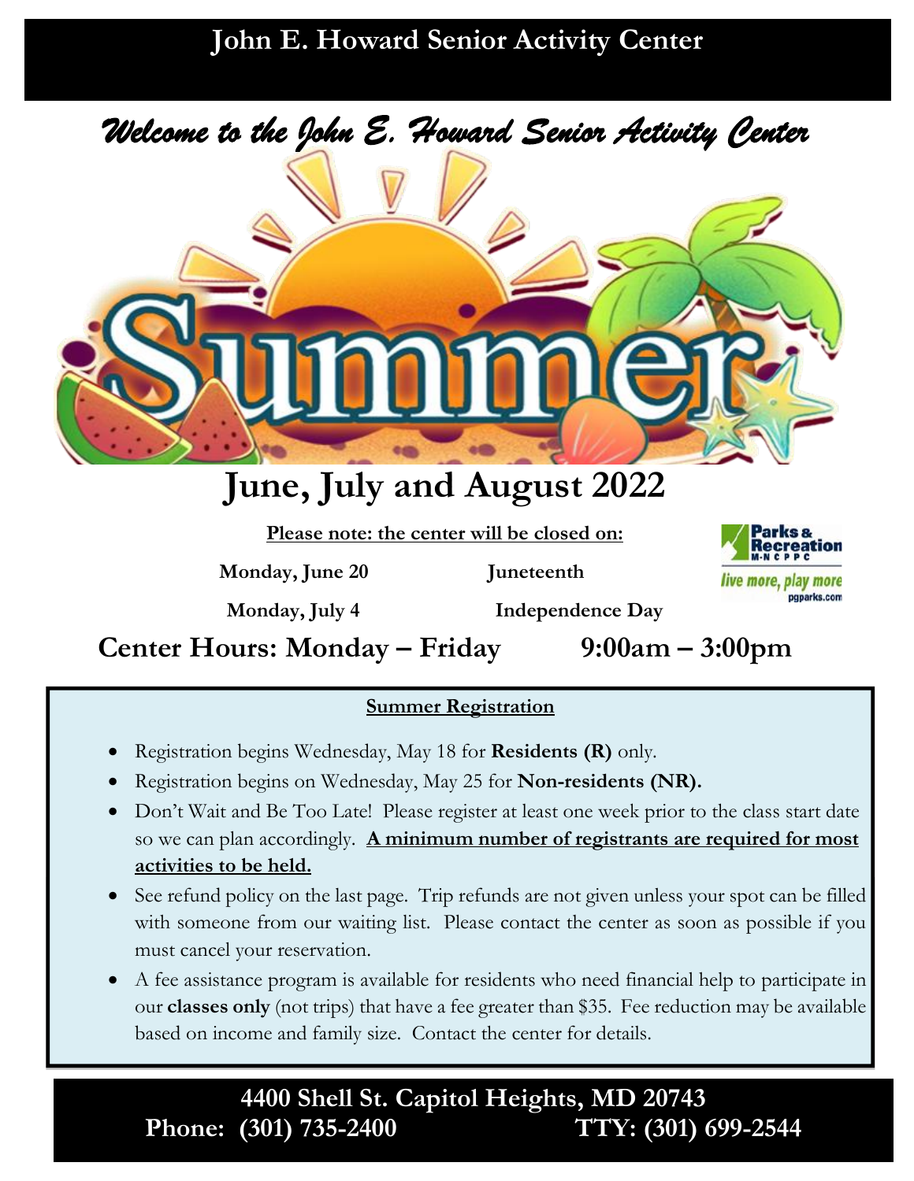# John E. Howard Senior Activity Center

*Welcome to the John E. Howard Senior Activity Center*

Summer

## June, July and August 2022

**Please note: the center will be closed on:**

| | |
|---|---|
| **Monday, June 20** | **Juneteenth** |
| **Monday, July 4** | **Independence Day** |

Parks & Recreation M-NCPPC
live more, play more
pgparks.com

**Center Hours: Monday – Friday 9:00am – 3:00pm**

### Summer Registration

- Registration begins Wednesday, May 18 for **Residents (R)** only.
- Registration begins on Wednesday, May 25 for **Non-residents (NR).**
- Don't Wait and Be Too Late! Please register at least one week prior to the class start date so we can plan accordingly. **A minimum number of registrants are required for most activities to be held.**
- See refund policy on the last page. Trip refunds are not given unless your spot can be filled with someone from our waiting list. Please contact the center as soon as possible if you must cancel your reservation.
- A fee assistance program is available for residents who need financial help to participate in our **classes only** (not trips) that have a fee greater than $35. Fee reduction may be available based on income and family size. Contact the center for details.

**4400 Shell St. Capitol Heights, MD 20743**
**Phone: (301) 735-2400 TTY: (301) 699-2544**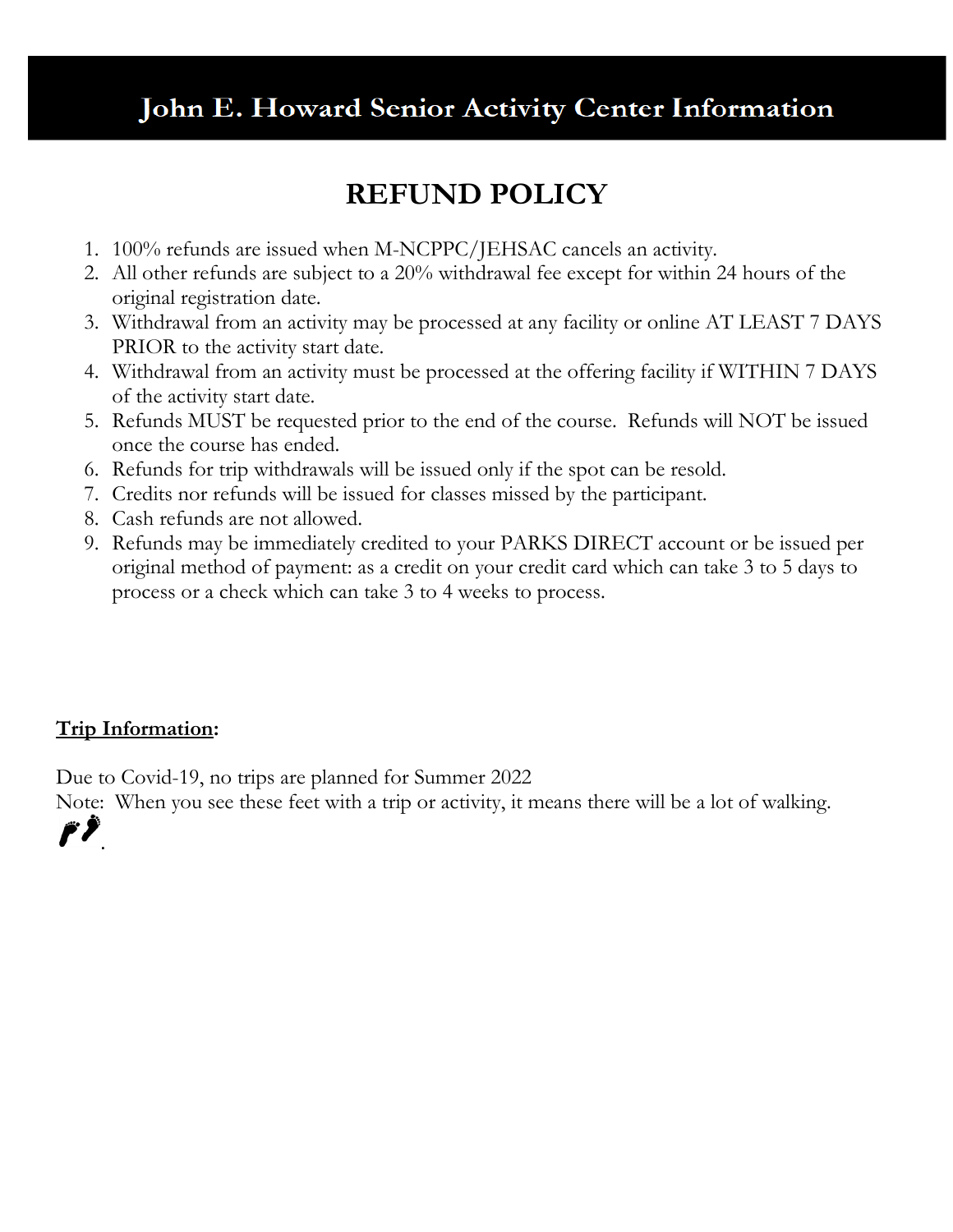# John E. Howard Senior Activity Center Information

## REFUND POLICY

1. 100% refunds are issued when M-NCPPC/JEHSAC cancels an activity.
2. All other refunds are subject to a 20% withdrawal fee except for within 24 hours of the original registration date.
3. Withdrawal from an activity may be processed at any facility or online AT LEAST 7 DAYS PRIOR to the activity start date.
4. Withdrawal from an activity must be processed at the offering facility if WITHIN 7 DAYS of the activity start date.
5. Refunds MUST be requested prior to the end of the course. Refunds will NOT be issued once the course has ended.
6. Refunds for trip withdrawals will be issued only if the spot can be resold.
7. Credits nor refunds will be issued for classes missed by the participant.
8. Cash refunds are not allowed.
9. Refunds may be immediately credited to your PARKS DIRECT account or be issued per original method of payment: as a credit on your credit card which can take 3 to 5 days to process or a check which can take 3 to 4 weeks to process.

**Trip Information:**

Due to Covid-19, no trips are planned for Summer 2022

Note: When you see these feet with a trip or activity, it means there will be a lot of walking.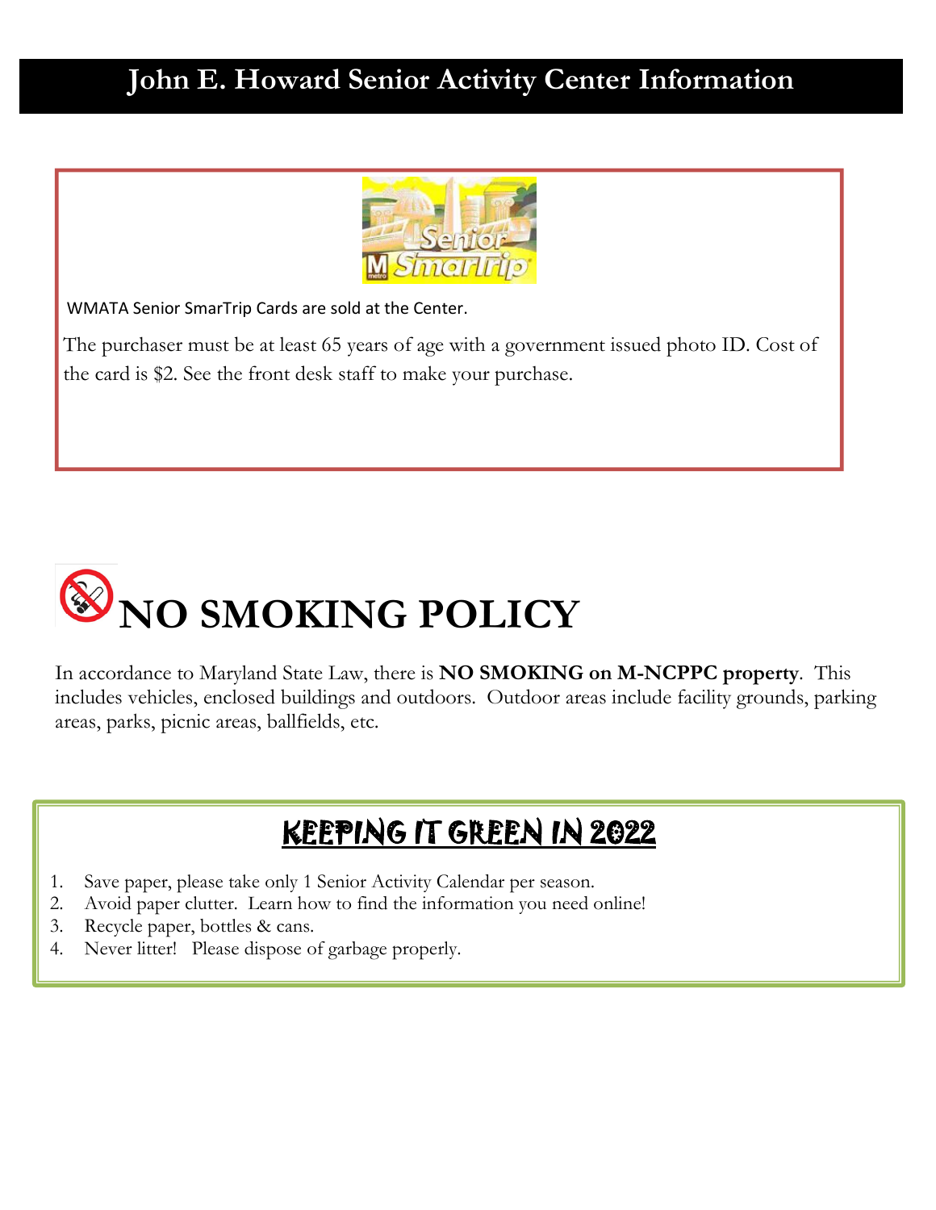# John E. Howard Senior Activity Center Information

WMATA Senior SmarTrip Cards are sold at the Center.

The purchaser must be at least 65 years of age with a government issued photo ID. Cost of the card is $2. See the front desk staff to make your purchase.

# NO SMOKING POLICY

In accordance to Maryland State Law, there is **NO SMOKING on M-NCPPC property**. This includes vehicles, enclosed buildings and outdoors. Outdoor areas include facility grounds, parking areas, parks, picnic areas, ballfields, etc.

## KEEPING IT GREEN IN 2022

1. Save paper, please take only 1 Senior Activity Calendar per season.
2. Avoid paper clutter. Learn how to find the information you need online!
3. Recycle paper, bottles & cans.
4. Never litter! Please dispose of garbage properly.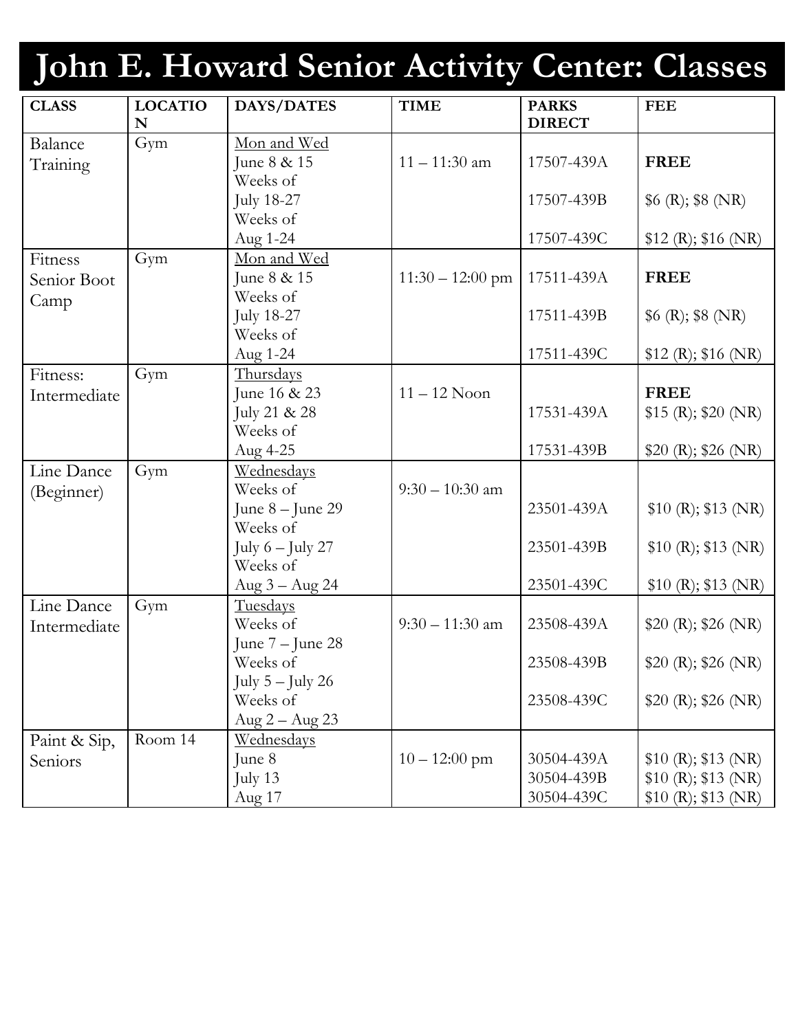# John E. Howard Senior Activity Center: Classes

| CLASS | LOCATION | DAYS/DATES | TIME | PARKS DIRECT | FEE |
|---|---|---|---|---|---|
| Balance Training | Gym | Mon and Wed<br>June 8 & 15<br>Weeks of July 18-27<br>Weeks of Aug 1-24 | 11 – 11:30 am | 17507-439A<br>17507-439B<br>17507-439C | **FREE**<br>$6 (R); $8 (NR)<br>$12 (R); $16 (NR) |
| Fitness Senior Boot Camp | Gym | Mon and Wed<br>June 8 & 15<br>Weeks of July 18-27<br>Weeks of Aug 1-24 | 11:30 – 12:00 pm | 17511-439A<br>17511-439B<br>17511-439C | **FREE**<br>$6 (R); $8 (NR)<br>$12 (R); $16 (NR) |
| Fitness: Intermediate | Gym | Thursdays<br>June 16 & 23<br>July 21 & 28<br>Weeks of Aug 4-25 | 11 – 12 Noon | 17531-439A<br>17531-439B | **FREE**<br>$15 (R); $20 (NR)<br>$20 (R); $26 (NR) |
| Line Dance (Beginner) | Gym | Wednesdays<br>Weeks of June 8 – June 29<br>Weeks of July 6 – July 27<br>Weeks of Aug 3 – Aug 24 | 9:30 – 10:30 am | 23501-439A<br>23501-439B<br>23501-439C | $10 (R); $13 (NR)<br>$10 (R); $13 (NR)<br>$10 (R); $13 (NR) |
| Line Dance Intermediate | Gym | Tuesdays<br>Weeks of June 7 – June 28<br>Weeks of July 5 – July 26<br>Weeks of Aug 2 – Aug 23 | 9:30 – 11:30 am | 23508-439A<br>23508-439B<br>23508-439C | $20 (R); $26 (NR)<br>$20 (R); $26 (NR)<br>$20 (R); $26 (NR) |
| Paint & Sip, Seniors | Room 14 | Wednesdays<br>June 8<br>July 13<br>Aug 17 | 10 – 12:00 pm | 30504-439A<br>30504-439B<br>30504-439C | $10 (R); $13 (NR)<br>$10 (R); $13 (NR)<br>$10 (R); $13 (NR) |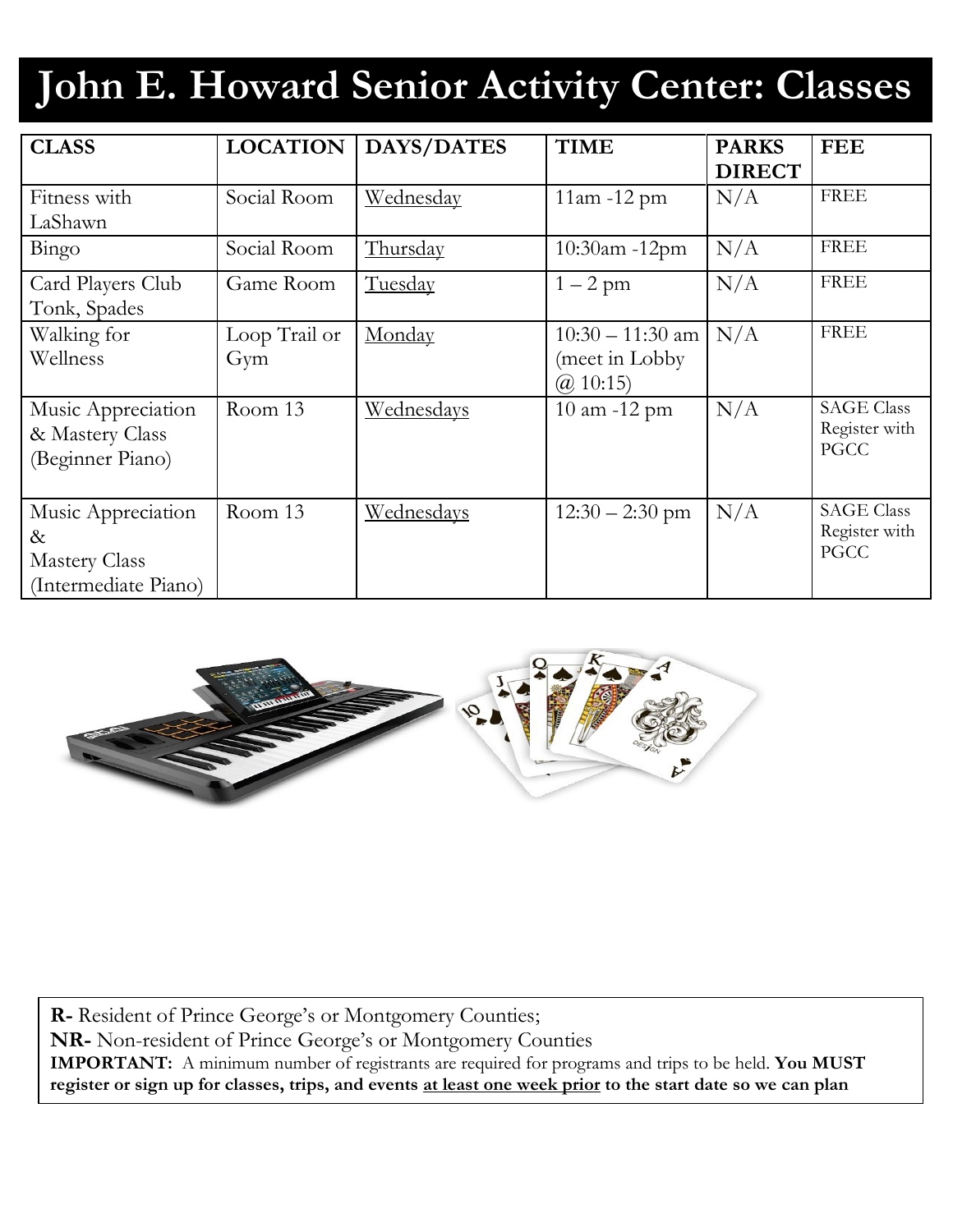# John E. Howard Senior Activity Center: Classes

| CLASS | LOCATION | DAYS/DATES | TIME | PARKS DIRECT | FEE |
|---|---|---|---|---|---|
| Fitness with LaShawn | Social Room | Wednesday | 11am -12 pm | N/A | FREE |
| Bingo | Social Room | Thursday | 10:30am -12pm | N/A | FREE |
| Card Players Club Tonk, Spades | Game Room | Tuesday | 1 – 2 pm | N/A | FREE |
| Walking for Wellness | Loop Trail or Gym | Monday | 10:30 – 11:30 am (meet in Lobby @ 10:15) | N/A | FREE |
| Music Appreciation & Mastery Class (Beginner Piano) | Room 13 | Wednesdays | 10 am -12 pm | N/A | SAGE Class Register with PGCC |
| Music Appreciation & Mastery Class (Intermediate Piano) | Room 13 | Wednesdays | 12:30 – 2:30 pm | N/A | SAGE Class Register with PGCC |

**R-** Resident of Prince George's or Montgomery Counties;
**NR-** Non-resident of Prince George's or Montgomery Counties
**IMPORTANT:** A minimum number of registrants are required for programs and trips to be held. **You MUST register or sign up for classes, trips, and events <u>at least one week prior</u> to the start date so we can plan**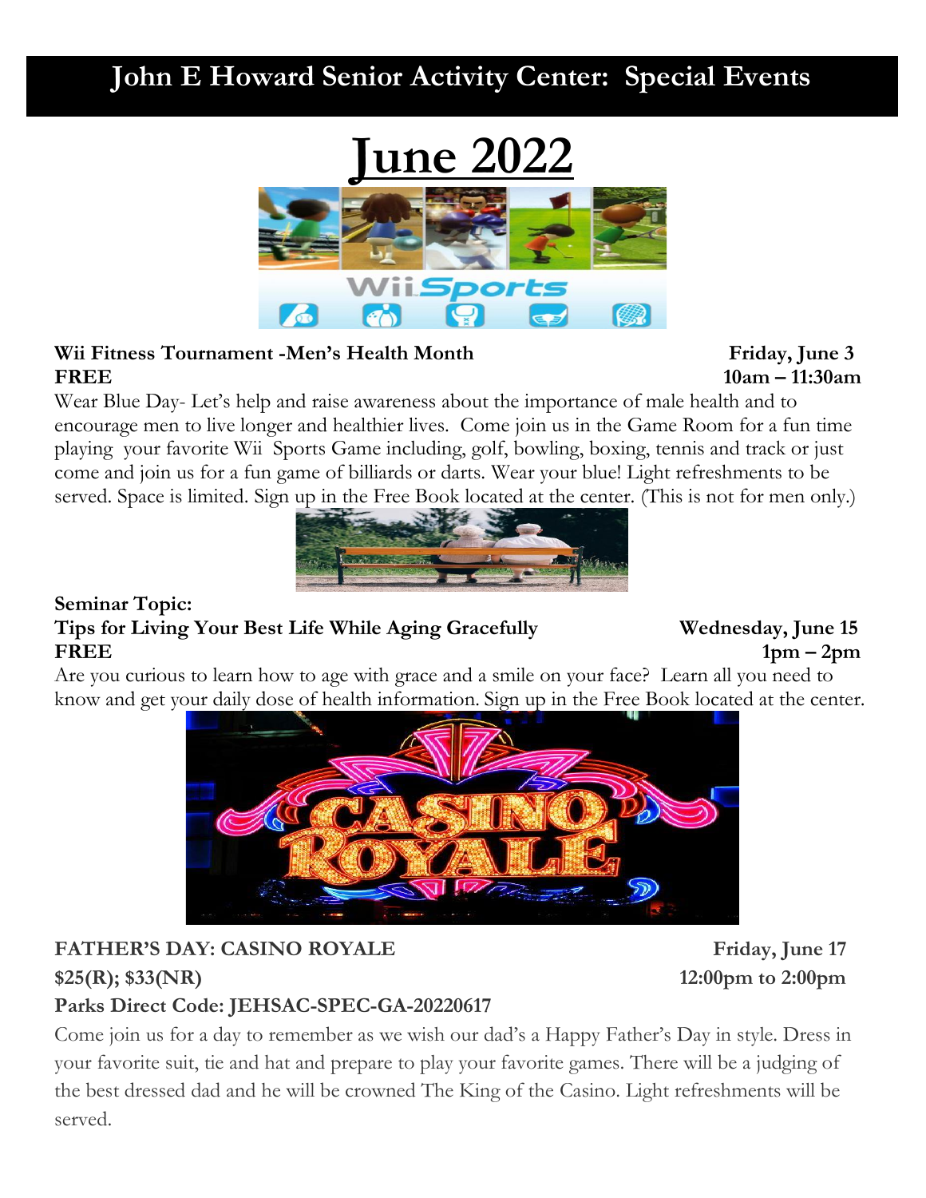# John E Howard Senior Activity Center: Special Events

## June 2022

**Wii Fitness Tournament -Men's Health Month** **Friday, June 3**
**FREE** **10am – 11:30am**

Wear Blue Day- Let's help and raise awareness about the importance of male health and to encourage men to live longer and healthier lives. Come join us in the Game Room for a fun time playing your favorite Wii Sports Game including, golf, bowling, boxing, tennis and track or just come and join us for a fun game of billiards or darts. Wear your blue! Light refreshments to be served. Space is limited. Sign up in the Free Book located at the center. (This is not for men only.)

**Seminar Topic:**
**Tips for Living Your Best Life While Aging Gracefully** **Wednesday, June 15**
**FREE** **1pm – 2pm**

Are you curious to learn how to age with grace and a smile on your face? Learn all you need to know and get your daily dose of health information. Sign up in the Free Book located at the center.

**FATHER'S DAY: CASINO ROYALE** **Friday, June 17**
**$25(R); $33(NR)** **12:00pm to 2:00pm**
**Parks Direct Code: JEHSAC-SPEC-GA-20220617**

Come join us for a day to remember as we wish our dad's a Happy Father's Day in style. Dress in your favorite suit, tie and hat and prepare to play your favorite games. There will be a judging of the best dressed dad and he will be crowned The King of the Casino. Light refreshments will be served.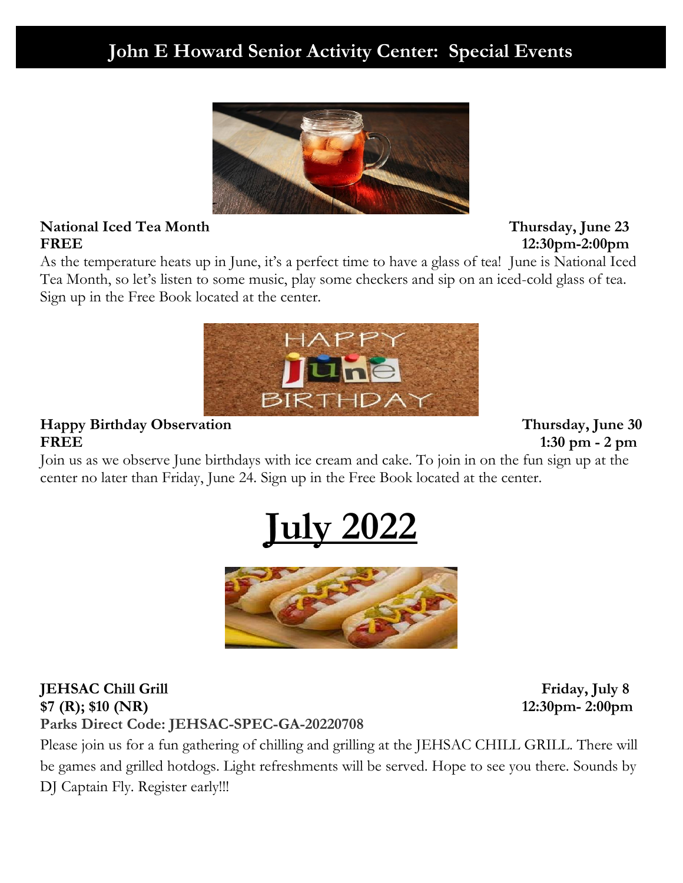# John E Howard Senior Activity Center: Special Events

**National Iced Tea Month** **Thursday, June 23**
**FREE** **12:30pm-2:00pm**

As the temperature heats up in June, it's a perfect time to have a glass of tea! June is National Iced Tea Month, so let's listen to some music, play some checkers and sip on an iced-cold glass of tea. Sign up in the Free Book located at the center.

**Happy Birthday Observation** **Thursday, June 30**
**FREE** **1:30 pm - 2 pm**

Join us as we observe June birthdays with ice cream and cake. To join in on the fun sign up at the center no later than Friday, June 24. Sign up in the Free Book located at the center.

# July 2022

**JEHSAC Chill Grill** **Friday, July 8**
**$7 (R); $10 (NR)** **12:30pm- 2:00pm**
**Parks Direct Code: JEHSAC-SPEC-GA-20220708**

Please join us for a fun gathering of chilling and grilling at the JEHSAC CHILL GRILL. There will be games and grilled hotdogs. Light refreshments will be served. Hope to see you there. Sounds by DJ Captain Fly. Register early!!!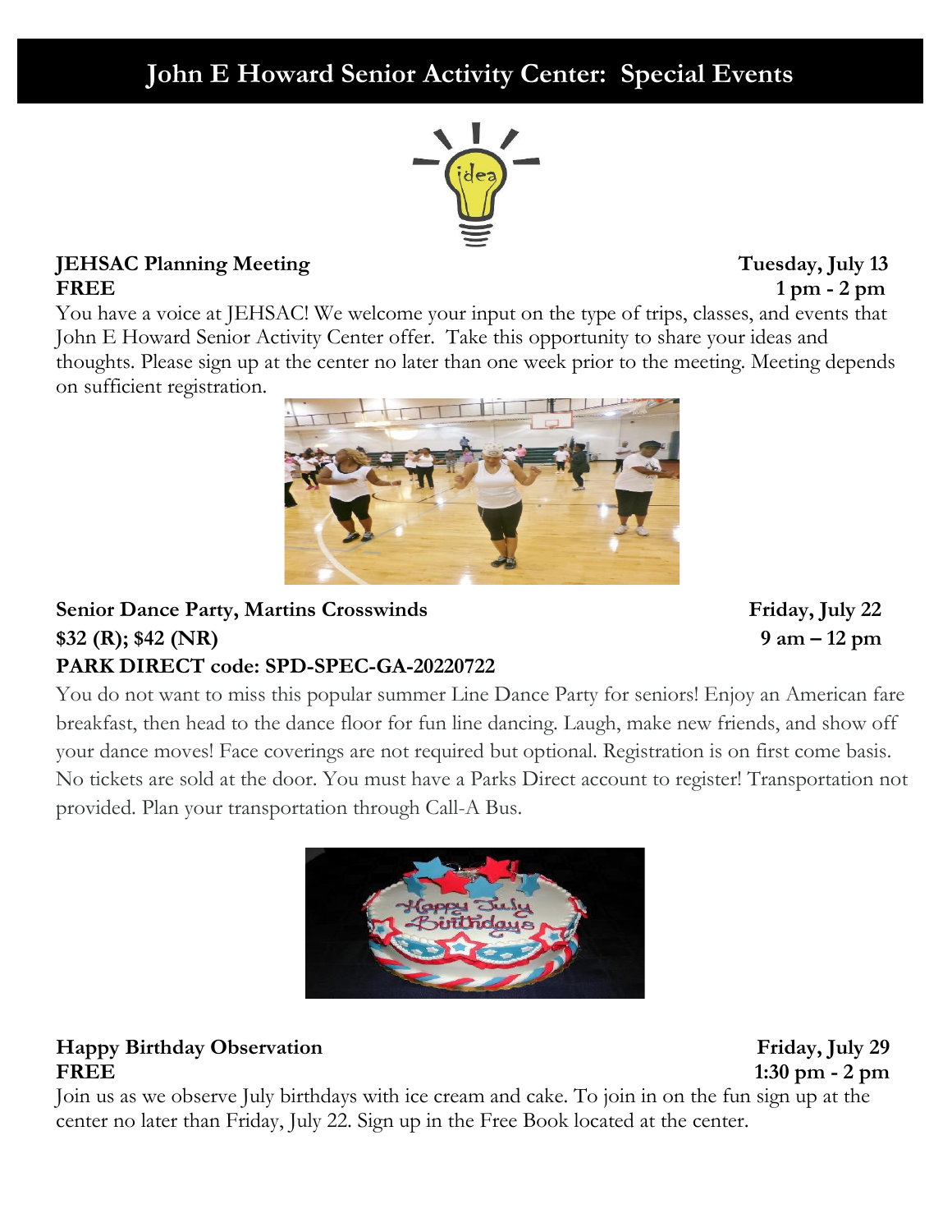# John E Howard Senior Activity Center: Special Events

**JEHSAC Planning Meeting** **Tuesday, July 13**
**FREE** **1 pm - 2 pm**

You have a voice at JEHSAC! We welcome your input on the type of trips, classes, and events that John E Howard Senior Activity Center offer. Take this opportunity to share your ideas and thoughts. Please sign up at the center no later than one week prior to the meeting. Meeting depends on sufficient registration.

**Senior Dance Party, Martins Crosswinds** **Friday, July 22**
**$32 (R); $42 (NR)** **9 am – 12 pm**
**PARK DIRECT code: SPD-SPEC-GA-20220722**

You do not want to miss this popular summer Line Dance Party for seniors! Enjoy an American fare breakfast, then head to the dance floor for fun line dancing. Laugh, make new friends, and show off your dance moves! Face coverings are not required but optional. Registration is on first come basis. No tickets are sold at the door. You must have a Parks Direct account to register! Transportation not provided. Plan your transportation through Call-A Bus.

**Happy Birthday Observation** **Friday, July 29**
**FREE** **1:30 pm - 2 pm**

Join us as we observe July birthdays with ice cream and cake. To join in on the fun sign up at the center no later than Friday, July 22. Sign up in the Free Book located at the center.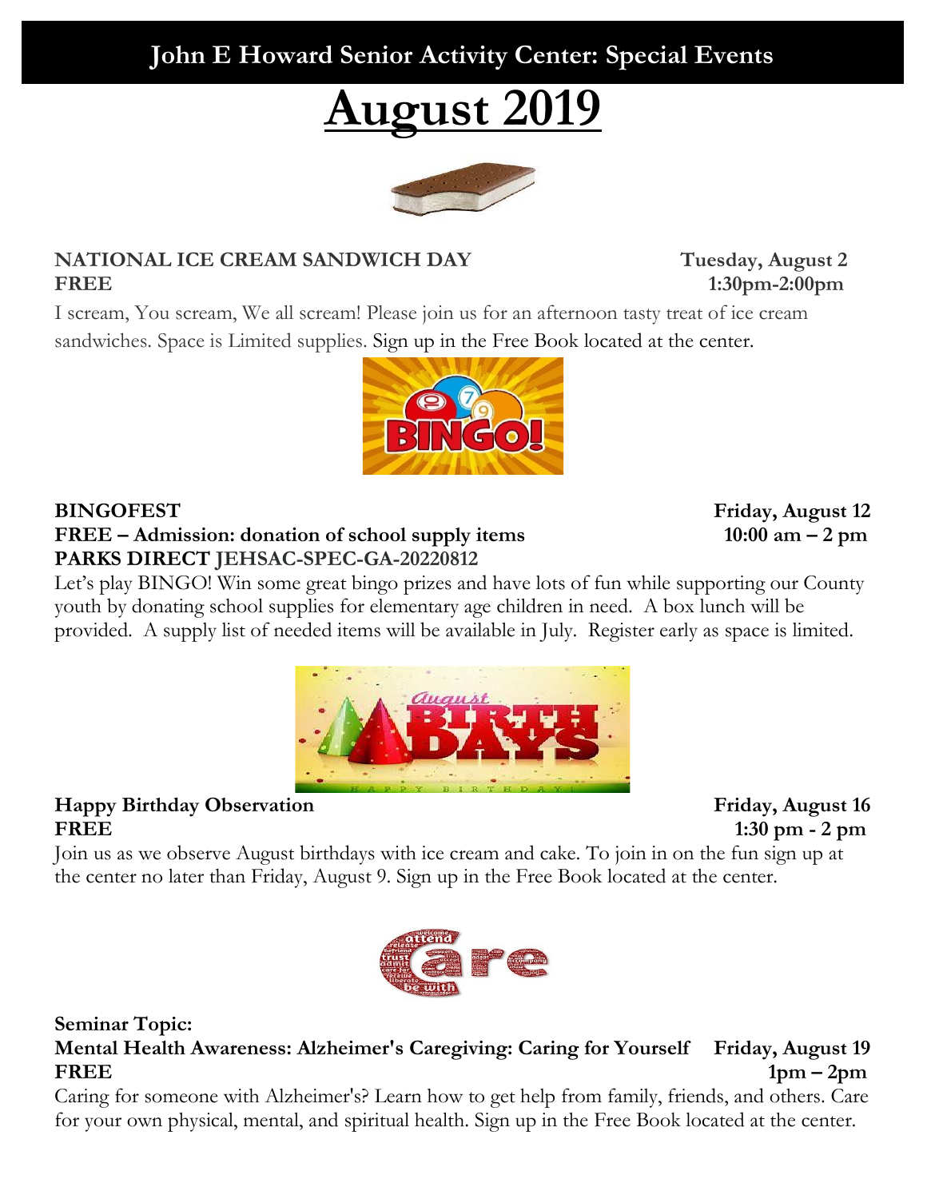# John E Howard Senior Activity Center: Special Events

# August 2019

**NATIONAL ICE CREAM SANDWICH DAY** **Tuesday, August 2**
**FREE** **1:30pm-2:00pm**

I scream, You scream, We all scream! Please join us for an afternoon tasty treat of ice cream sandwiches. Space is Limited supplies. Sign up in the Free Book located at the center.

**BINGOFEST** **Friday, August 12**
**FREE – Admission: donation of school supply items** **10:00 am – 2 pm**
**PARKS DIRECT JEHSAC-SPEC-GA-20220812**

Let's play BINGO! Win some great bingo prizes and have lots of fun while supporting our County youth by donating school supplies for elementary age children in need. A box lunch will be provided. A supply list of needed items will be available in July. Register early as space is limited.

**Happy Birthday Observation** **Friday, August 16**
**FREE** **1:30 pm - 2 pm**

Join us as we observe August birthdays with ice cream and cake. To join in on the fun sign up at the center no later than Friday, August 9. Sign up in the Free Book located at the center.

**Seminar Topic:**
**Mental Health Awareness: Alzheimer's Caregiving: Caring for Yourself** **Friday, August 19**
**FREE** **1pm – 2pm**

Caring for someone with Alzheimer's? Learn how to get help from family, friends, and others. Care for your own physical, mental, and spiritual health. Sign up in the Free Book located at the center.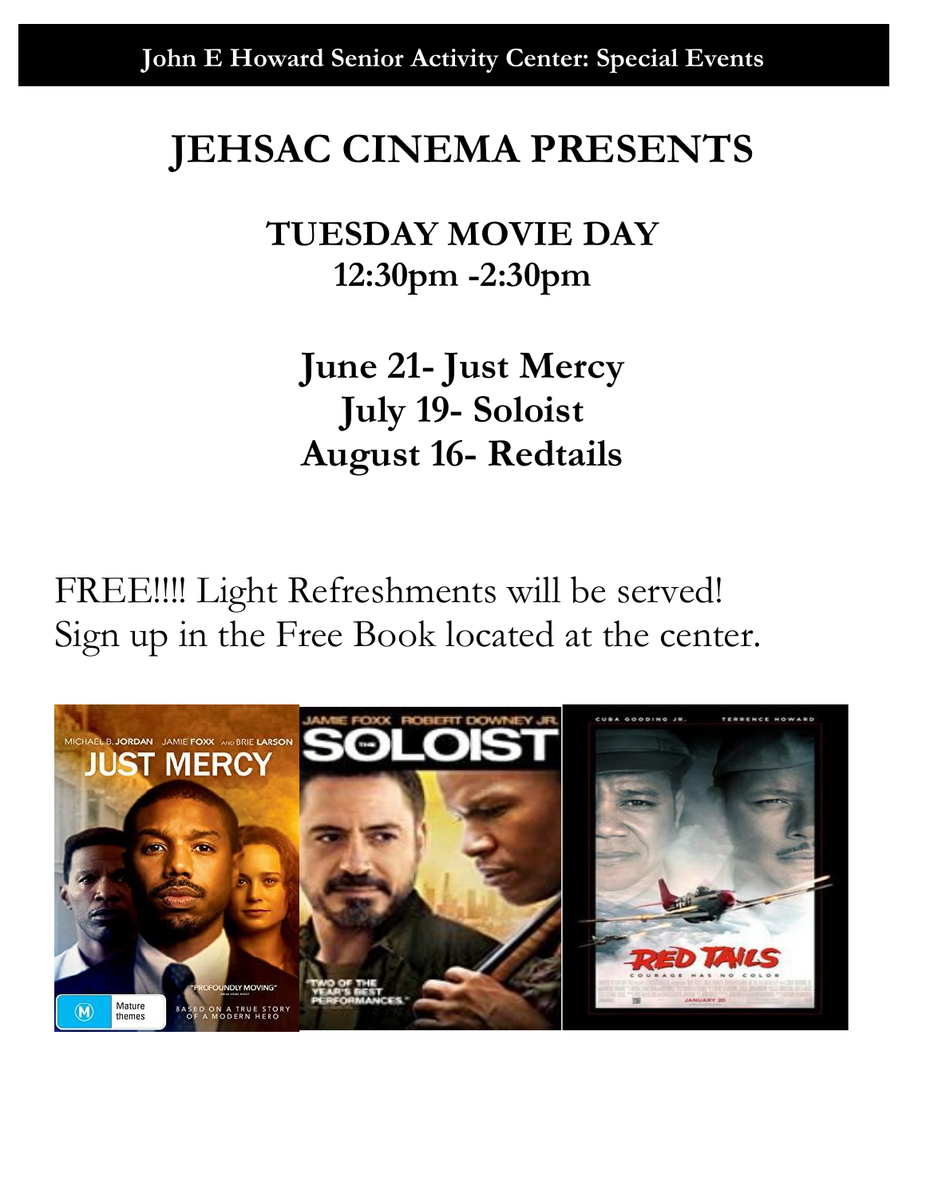John E Howard Senior Activity Center: Special Events

# JEHSAC CINEMA PRESENTS

## TUESDAY MOVIE DAY
## 12:30pm -2:30pm

**June 21- Just Mercy**
**July 19- Soloist**
**August 16- Redtails**

FREE!!!! Light Refreshments will be served!
Sign up in the Free Book located at the center.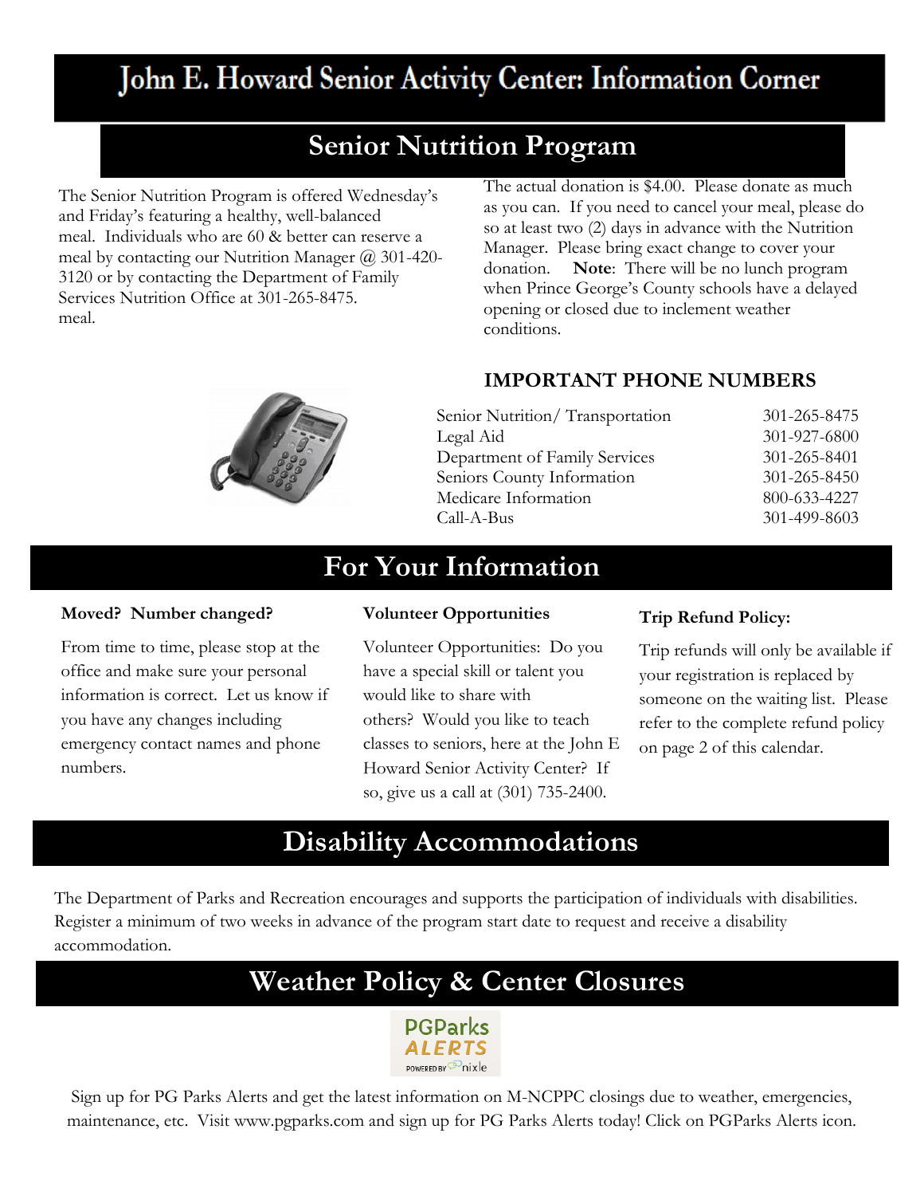# John E. Howard Senior Activity Center: Information Corner

## Senior Nutrition Program

The Senior Nutrition Program is offered Wednesday's and Friday's featuring a healthy, well-balanced meal. Individuals who are 60 & better can reserve a meal by contacting our Nutrition Manager @ 301-420-3120 or by contacting the Department of Family Services Nutrition Office at 301-265-8475. meal.

The actual donation is $4.00. Please donate as much as you can. If you need to cancel your meal, please do so at least two (2) days in advance with the Nutrition Manager. Please bring exact change to cover your donation. **Note**: There will be no lunch program when Prince George's County schools have a delayed opening or closed due to inclement weather conditions.

### IMPORTANT PHONE NUMBERS

| | |
|---|---|
| Senior Nutrition/ Transportation | 301-265-8475 |
| Legal Aid | 301-927-6800 |
| Department of Family Services | 301-265-8401 |
| Seniors County Information | 301-265-8450 |
| Medicare Information | 800-633-4227 |
| Call-A-Bus | 301-499-8603 |

## For Your Information

**Moved? Number changed?**

From time to time, please stop at the office and make sure your personal information is correct. Let us know if you have any changes including emergency contact names and phone numbers.

**Volunteer Opportunities**

Volunteer Opportunities: Do you have a special skill or talent you would like to share with others? Would you like to teach classes to seniors, here at the John E Howard Senior Activity Center? If so, give us a call at (301) 735-2400.

**Trip Refund Policy:**

Trip refunds will only be available if your registration is replaced by someone on the waiting list. Please refer to the complete refund policy on page 2 of this calendar.

## Disability Accommodations

The Department of Parks and Recreation encourages and supports the participation of individuals with disabilities. Register a minimum of two weeks in advance of the program start date to request and receive a disability accommodation.

## Weather Policy & Center Closures

PGParks ALERTS POWERED BY nixle

Sign up for PG Parks Alerts and get the latest information on M-NCPPC closings due to weather, emergencies, maintenance, etc. Visit www.pgparks.com and sign up for PG Parks Alerts today! Click on PGParks Alerts icon.